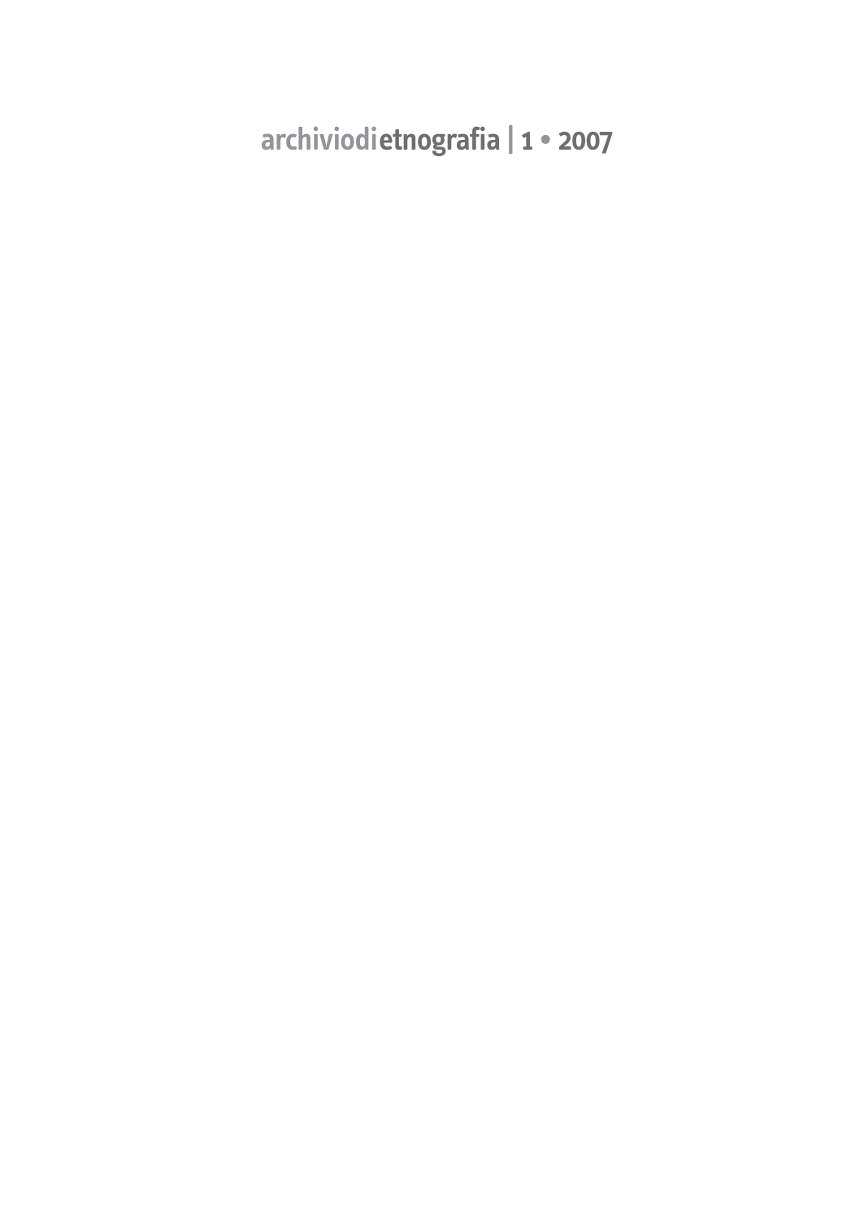archiviodietnografia | 1 • 2007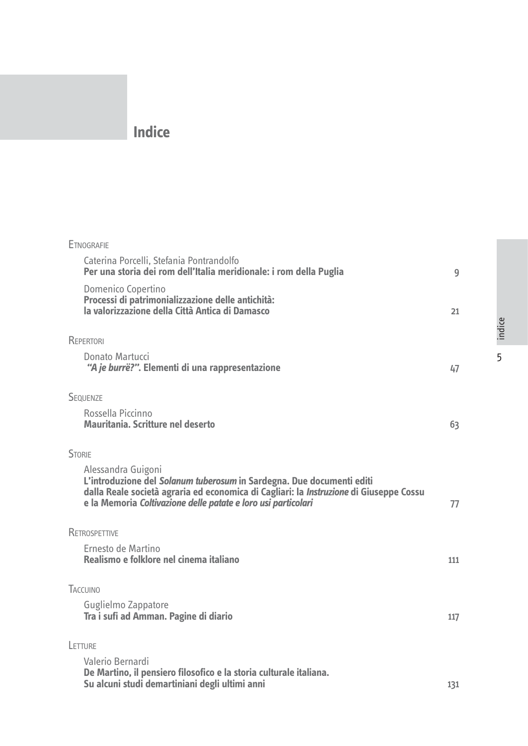# Indice

Etnografie

Caterina Porcelli, Stefania Pontrandolfo
**Per una storia dei rom dell'Italia meridionale: i rom della Puglia** 9

Domenico Copertino
**Processi di patrimonializzazione delle antichità: la valorizzazione della Città Antica di Damasco** 21

Repertori

Donato Martucci
***"A je burrë?"*. Elementi di una rappresentazione** 47

Sequenze

Rossella Piccinno
**Mauritania. Scritture nel deserto** 63

Storie

Alessandra Guigoni
**L'introduzione del *Solanum tuberosum* in Sardegna. Due documenti editi dalla Reale società agraria ed economica di Cagliari: la *Instruzione* di Giuseppe Cossu e la Memoria *Coltivazione delle patate e loro usi particolari*** 77

Retrospettive

Ernesto de Martino
**Realismo e folklore nel cinema italiano** 111

Taccuino

Guglielmo Zappatore
**Tra i sufi ad Amman. Pagine di diario** 117

Letture

Valerio Bernardi
**De Martino, il pensiero filosofico e la storia culturale italiana. Su alcuni studi demartiniani degli ultimi anni** 131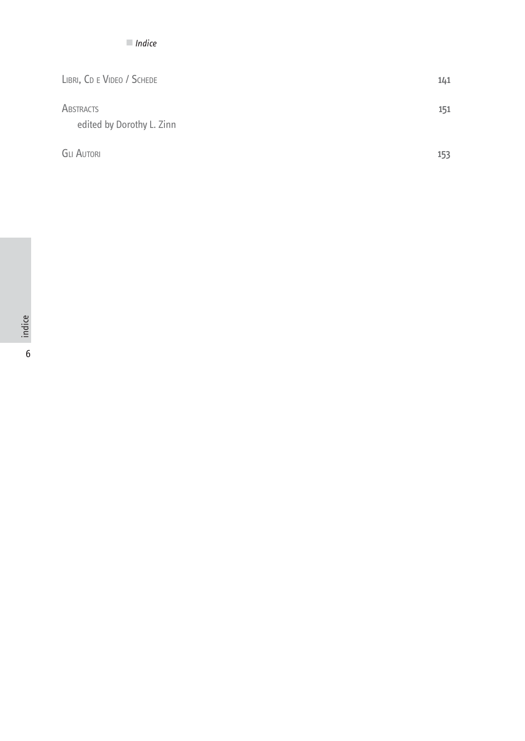LIBRI, CD E VIDEO / SCHEDE 141

ABSTRACTS 151
edited by Dorothy L. Zinn

GLI AUTORI 153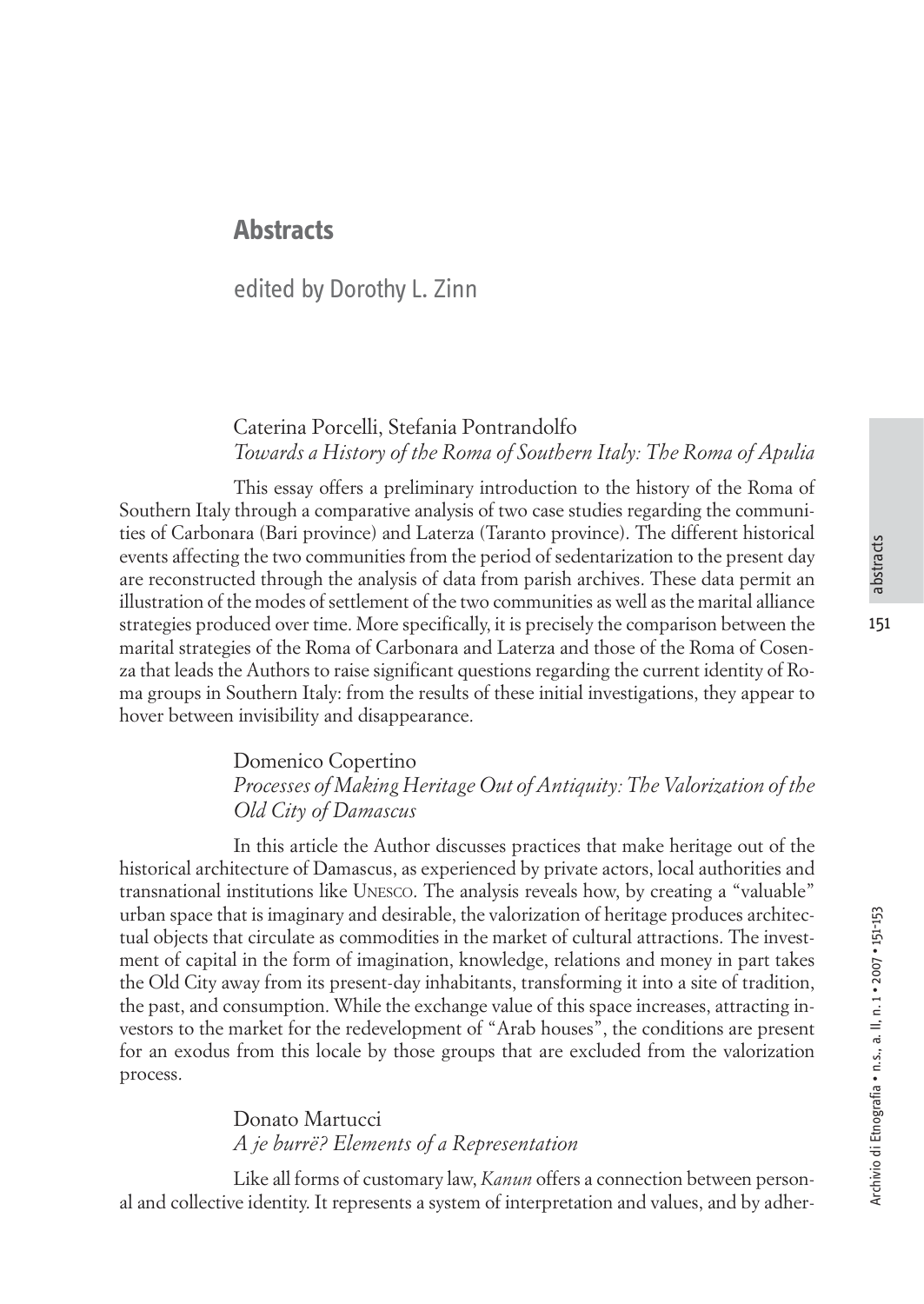# Abstracts

edited by Dorothy L. Zinn

Caterina Porcelli, Stefania Pontrandolfo
*Towards a History of the Roma of Southern Italy: The Roma of Apulia*

This essay offers a preliminary introduction to the history of the Roma of Southern Italy through a comparative analysis of two case studies regarding the communities of Carbonara (Bari province) and Laterza (Taranto province). The different historical events affecting the two communities from the period of sedentarization to the present day are reconstructed through the analysis of data from parish archives. These data permit an illustration of the modes of settlement of the two communities as well as the marital alliance strategies produced over time. More specifically, it is precisely the comparison between the marital strategies of the Roma of Carbonara and Laterza and those of the Roma of Cosenza that leads the Authors to raise significant questions regarding the current identity of Roma groups in Southern Italy: from the results of these initial investigations, they appear to hover between invisibility and disappearance.

Domenico Copertino
*Processes of Making Heritage Out of Antiquity: The Valorization of the Old City of Damascus*

In this article the Author discusses practices that make heritage out of the historical architecture of Damascus, as experienced by private actors, local authorities and transnational institutions like Unesco. The analysis reveals how, by creating a "valuable" urban space that is imaginary and desirable, the valorization of heritage produces architectural objects that circulate as commodities in the market of cultural attractions. The investment of capital in the form of imagination, knowledge, relations and money in part takes the Old City away from its present-day inhabitants, transforming it into a site of tradition, the past, and consumption. While the exchange value of this space increases, attracting investors to the market for the redevelopment of "Arab houses", the conditions are present for an exodus from this locale by those groups that are excluded from the valorization process.

Donato Martucci
*A je burrë? Elements of a Representation*

Like all forms of customary law, *Kanun* offers a connection between personal and collective identity. It represents a system of interpretation and values, and by adher-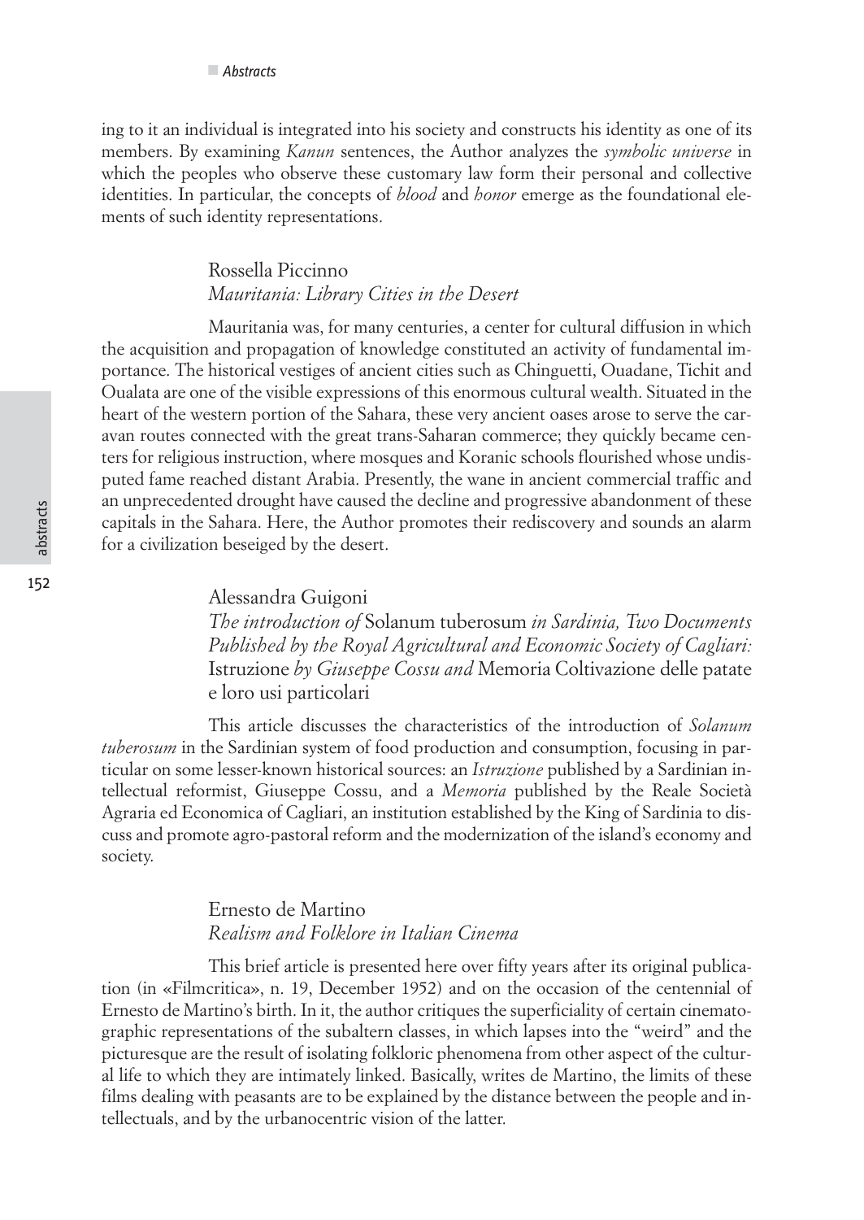ing to it an individual is integrated into his society and constructs his identity as one of its members. By examining *Kanun* sentences, the Author analyzes the *symbolic universe* in which the peoples who observe these customary law form their personal and collective identities. In particular, the concepts of *blood* and *honor* emerge as the foundational elements of such identity representations.

### Rossella Piccinno
### *Mauritania: Library Cities in the Desert*

Mauritania was, for many centuries, a center for cultural diffusion in which the acquisition and propagation of knowledge constituted an activity of fundamental importance. The historical vestiges of ancient cities such as Chinguetti, Ouadane, Tichit and Oualata are one of the visible expressions of this enormous cultural wealth. Situated in the heart of the western portion of the Sahara, these very ancient oases arose to serve the caravan routes connected with the great trans-Saharan commerce; they quickly became centers for religious instruction, where mosques and Koranic schools flourished whose undisputed fame reached distant Arabia. Presently, the wane in ancient commercial traffic and an unprecedented drought have caused the decline and progressive abandonment of these capitals in the Sahara. Here, the Author promotes their rediscovery and sounds an alarm for a civilization beseiged by the desert.

### Alessandra Guigoni
### *The introduction of* Solanum tuberosum *in Sardinia, Two Documents Published by the Royal Agricultural and Economic Society of Cagliari:* Istruzione *by Giuseppe Cossu and* Memoria Coltivazione delle patate e loro usi particolari

This article discusses the characteristics of the introduction of *Solanum tuberosum* in the Sardinian system of food production and consumption, focusing in particular on some lesser-known historical sources: an *Istruzione* published by a Sardinian intellectual reformist, Giuseppe Cossu, and a *Memoria* published by the Reale Società Agraria ed Economica of Cagliari, an institution established by the King of Sardinia to discuss and promote agro-pastoral reform and the modernization of the island's economy and society.

### Ernesto de Martino
### *Realism and Folklore in Italian Cinema*

This brief article is presented here over fifty years after its original publication (in «Filmcritica», n. 19, December 1952) and on the occasion of the centennial of Ernesto de Martino's birth. In it, the author critiques the superficiality of certain cinematographic representations of the subaltern classes, in which lapses into the "weird" and the picturesque are the result of isolating folkloric phenomena from other aspect of the cultural life to which they are intimately linked. Basically, writes de Martino, the limits of these films dealing with peasants are to be explained by the distance between the people and intellectuals, and by the urbanocentric vision of the latter.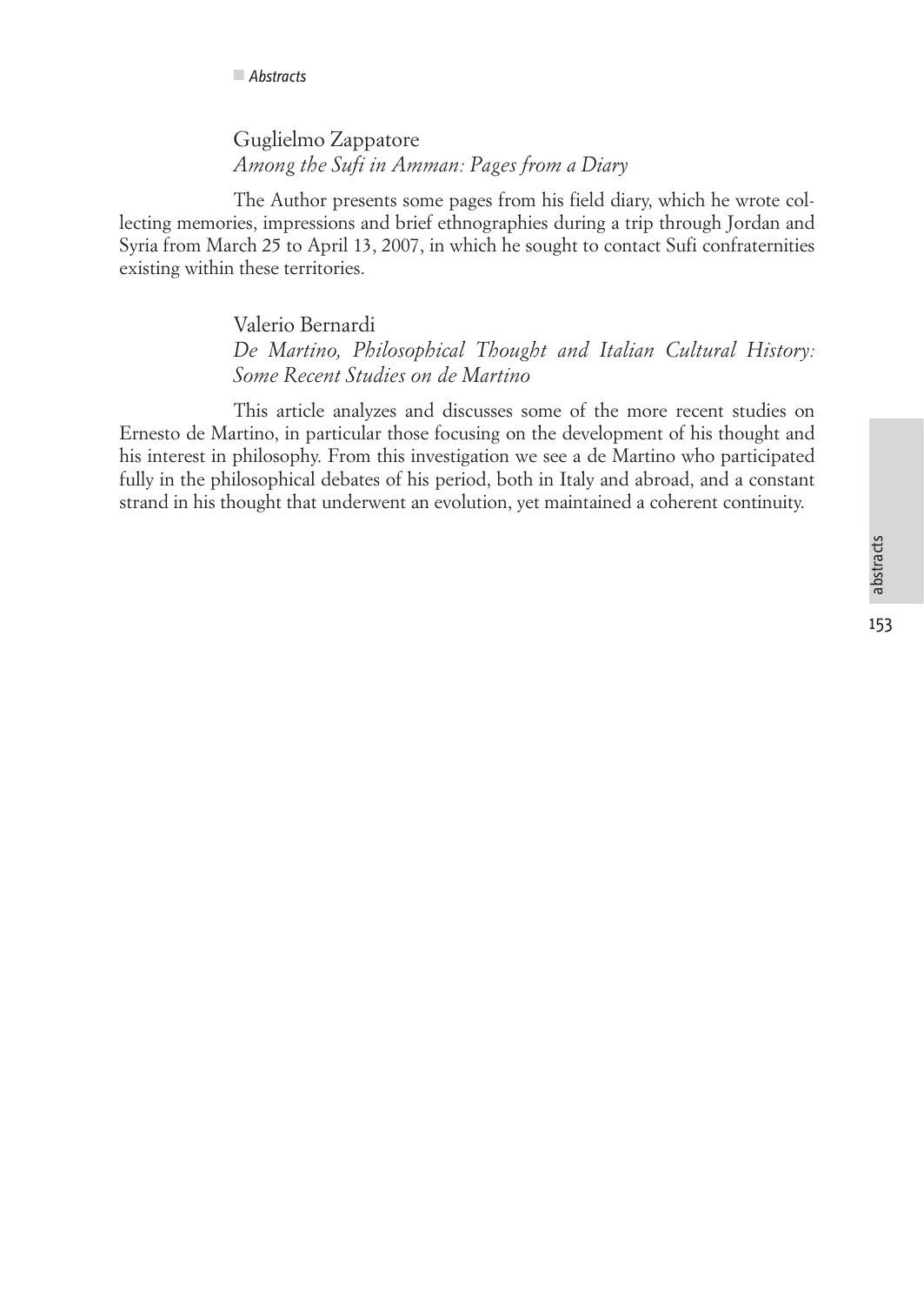Guglielmo Zappatore
*Among the Sufi in Amman: Pages from a Diary*

The Author presents some pages from his field diary, which he wrote collecting memories, impressions and brief ethnographies during a trip through Jordan and Syria from March 25 to April 13, 2007, in which he sought to contact Sufi confraternities existing within these territories.

Valerio Bernardi
*De Martino, Philosophical Thought and Italian Cultural History: Some Recent Studies on de Martino*

This article analyzes and discusses some of the more recent studies on Ernesto de Martino, in particular those focusing on the development of his thought and his interest in philosophy. From this investigation we see a de Martino who participated fully in the philosophical debates of his period, both in Italy and abroad, and a constant strand in his thought that underwent an evolution, yet maintained a coherent continuity.